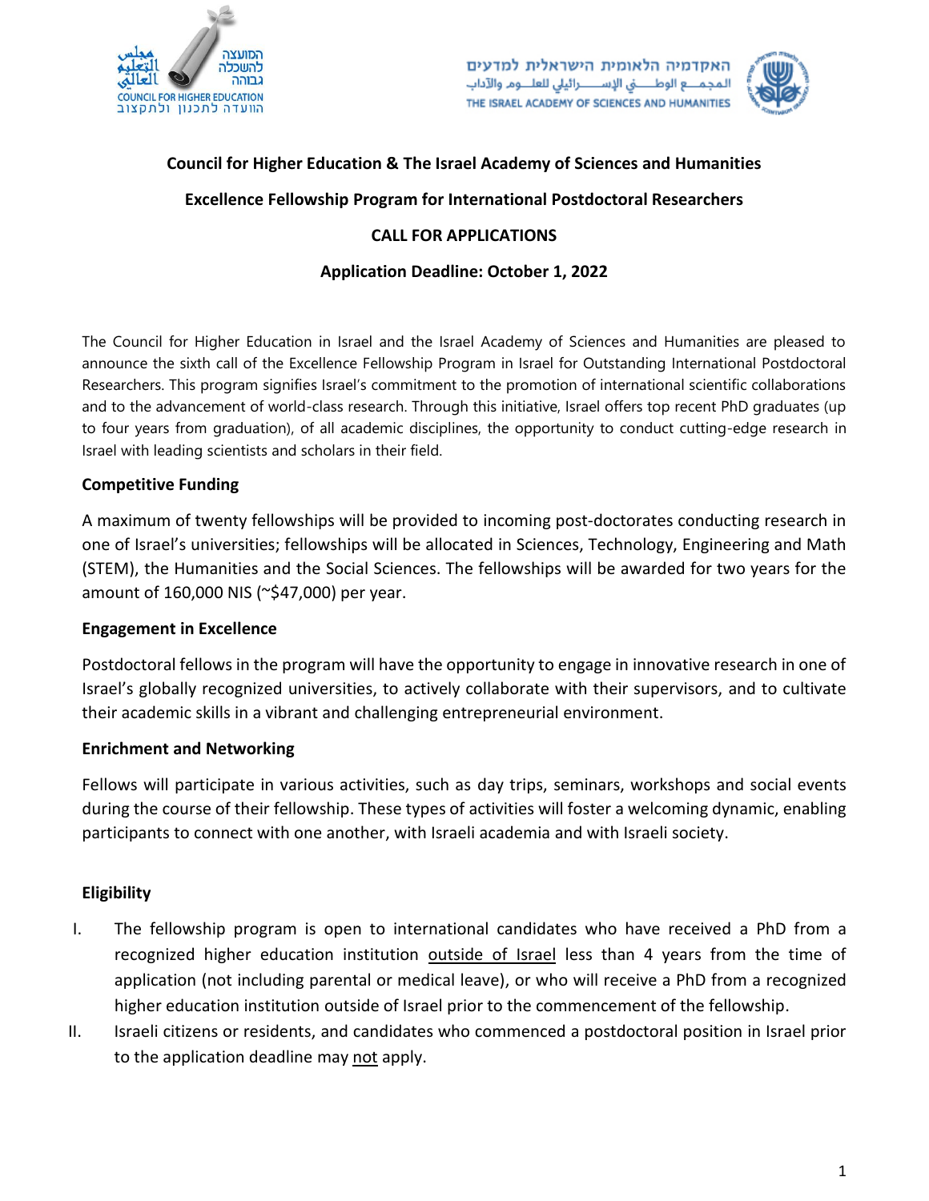**Council for Higher Education & The Israel Academy of Sciences and Humanities**

**Excellence Fellowship Program for International Postdoctoral Researchers**

**CALL FOR APPLICATIONS**

**Application Deadline: October 1, 2022**

The Council for Higher Education in Israel and the Israel Academy of Sciences and Humanities are pleased to announce the sixth call of the Excellence Fellowship Program in Israel for Outstanding International Postdoctoral Researchers. This program signifies Israel's commitment to the promotion of international scientific collaborations and to the advancement of world-class research. Through this initiative, Israel offers top recent PhD graduates (up to four years from graduation), of all academic disciplines, the opportunity to conduct cutting-edge research in Israel with leading scientists and scholars in their field.

### Competitive Funding

A maximum of twenty fellowships will be provided to incoming post-doctorates conducting research in one of Israel's universities; fellowships will be allocated in Sciences, Technology, Engineering and Math (STEM), the Humanities and the Social Sciences. The fellowships will be awarded for two years for the amount of 160,000 NIS (~$47,000) per year.

### Engagement in Excellence

Postdoctoral fellows in the program will have the opportunity to engage in innovative research in one of Israel's globally recognized universities, to actively collaborate with their supervisors, and to cultivate their academic skills in a vibrant and challenging entrepreneurial environment.

### Enrichment and Networking

Fellows will participate in various activities, such as day trips, seminars, workshops and social events during the course of their fellowship. These types of activities will foster a welcoming dynamic, enabling participants to connect with one another, with Israeli academia and with Israeli society.

### Eligibility

I. The fellowship program is open to international candidates who have received a PhD from a recognized higher education institution outside of Israel less than 4 years from the time of application (not including parental or medical leave), or who will receive a PhD from a recognized higher education institution outside of Israel prior to the commencement of the fellowship.

II. Israeli citizens or residents, and candidates who commenced a postdoctoral position in Israel prior to the application deadline may not apply.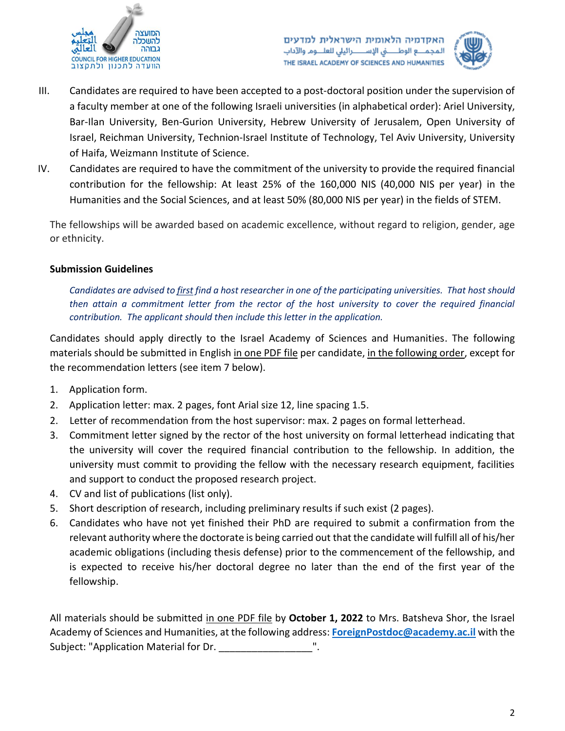III. Candidates are required to have been accepted to a post-doctoral position under the supervision of a faculty member at one of the following Israeli universities (in alphabetical order): Ariel University, Bar-Ilan University, Ben-Gurion University, Hebrew University of Jerusalem, Open University of Israel, Reichman University, Technion-Israel Institute of Technology, Tel Aviv University, University of Haifa, Weizmann Institute of Science.

IV. Candidates are required to have the commitment of the university to provide the required financial contribution for the fellowship: At least 25% of the 160,000 NIS (40,000 NIS per year) in the Humanities and the Social Sciences, and at least 50% (80,000 NIS per year) in the fields of STEM.

The fellowships will be awarded based on academic excellence, without regard to religion, gender, age or ethnicity.

**Submission Guidelines**

*Candidates are advised to first find a host researcher in one of the participating universities. That host should then attain a commitment letter from the rector of the host university to cover the required financial contribution. The applicant should then include this letter in the application.*

Candidates should apply directly to the Israel Academy of Sciences and Humanities. The following materials should be submitted in English in one PDF file per candidate, in the following order, except for the recommendation letters (see item 7 below).

1. Application form.
2. Application letter: max. 2 pages, font Arial size 12, line spacing 1.5.
2. Letter of recommendation from the host supervisor: max. 2 pages on formal letterhead.
3. Commitment letter signed by the rector of the host university on formal letterhead indicating that the university will cover the required financial contribution to the fellowship. In addition, the university must commit to providing the fellow with the necessary research equipment, facilities and support to conduct the proposed research project.
4. CV and list of publications (list only).
5. Short description of research, including preliminary results if such exist (2 pages).
6. Candidates who have not yet finished their PhD are required to submit a confirmation from the relevant authority where the doctorate is being carried out that the candidate will fulfill all of his/her academic obligations (including thesis defense) prior to the commencement of the fellowship, and is expected to receive his/her doctoral degree no later than the end of the first year of the fellowship.

All materials should be submitted in one PDF file by **October 1, 2022** to Mrs. Batsheva Shor, the Israel Academy of Sciences and Humanities, at the following address: **ForeignPostdoc@academy.ac.il** with the Subject: "Application Material for Dr. ________________".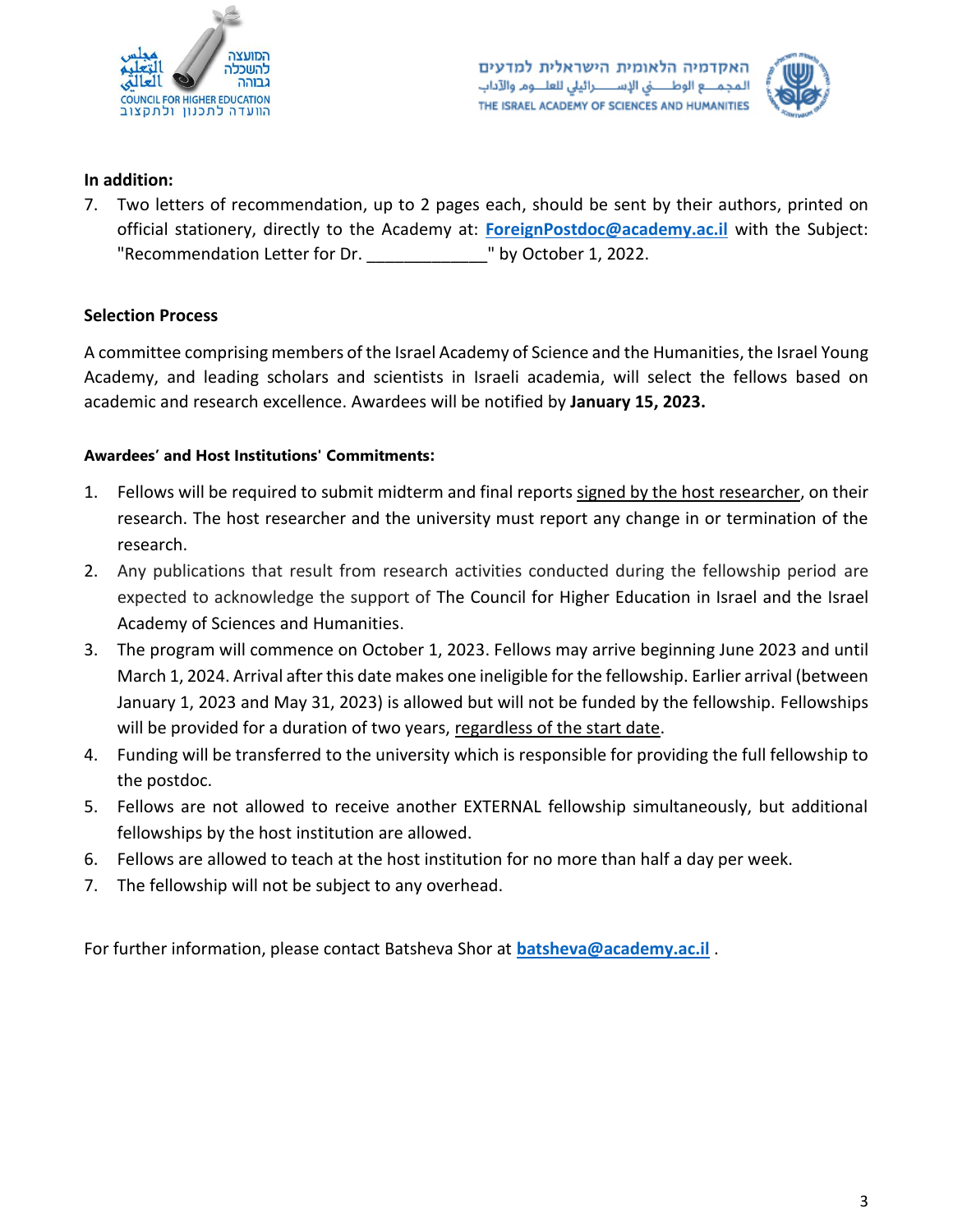**In addition:**

7. Two letters of recommendation, up to 2 pages each, should be sent by their authors, printed on official stationery, directly to the Academy at: **ForeignPostdoc@academy.ac.il** with the Subject: "Recommendation Letter for Dr. _____________" by October 1, 2022.

**Selection Process**

A committee comprising members of the Israel Academy of Science and the Humanities, the Israel Young Academy, and leading scholars and scientists in Israeli academia, will select the fellows based on academic and research excellence. Awardees will be notified by **January 15, 2023.**

**Awardees' and Host Institutions' Commitments:**

1. Fellows will be required to submit midterm and final reports signed by the host researcher, on their research. The host researcher and the university must report any change in or termination of the research.
2. Any publications that result from research activities conducted during the fellowship period are expected to acknowledge the support of The Council for Higher Education in Israel and the Israel Academy of Sciences and Humanities.
3. The program will commence on October 1, 2023. Fellows may arrive beginning June 2023 and until March 1, 2024. Arrival after this date makes one ineligible for the fellowship. Earlier arrival (between January 1, 2023 and May 31, 2023) is allowed but will not be funded by the fellowship. Fellowships will be provided for a duration of two years, regardless of the start date.
4. Funding will be transferred to the university which is responsible for providing the full fellowship to the postdoc.
5. Fellows are not allowed to receive another EXTERNAL fellowship simultaneously, but additional fellowships by the host institution are allowed.
6. Fellows are allowed to teach at the host institution for no more than half a day per week.
7. The fellowship will not be subject to any overhead.

For further information, please contact Batsheva Shor at **batsheva@academy.ac.il** .